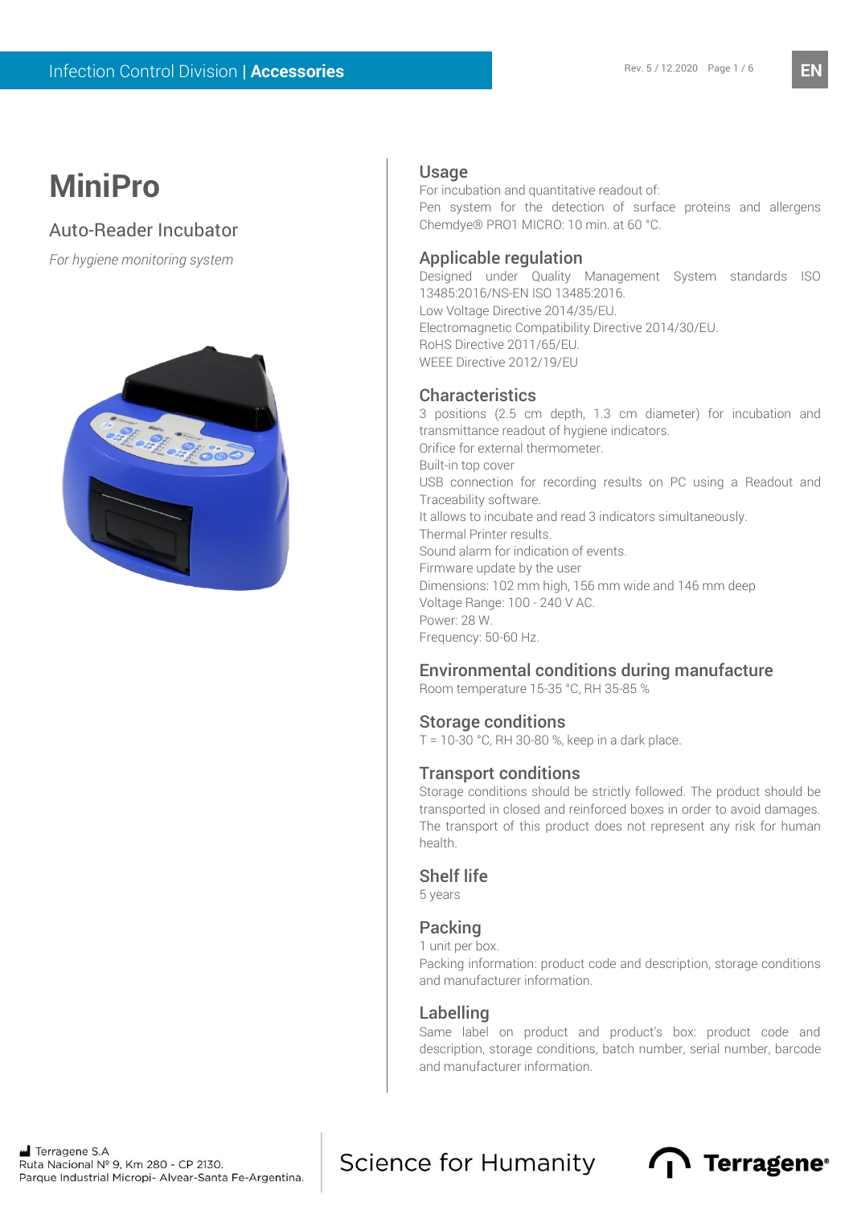# MiniPro

## Auto-Reader Incubator

*For hygiene monitoring system*

## Usage

For incubation and quantitative readout of:
Pen system for the detection of surface proteins and allergens Chemdye® PRO1 MICRO: 10 min. at 60 °C.

## Applicable regulation

Designed under Quality Management System standards ISO 13485:2016/NS-EN ISO 13485:2016.
Low Voltage Directive 2014/35/EU.
Electromagnetic Compatibility Directive 2014/30/EU.
RoHS Directive 2011/65/EU.
WEEE Directive 2012/19/EU

## Characteristics

3 positions (2.5 cm depth, 1.3 cm diameter) for incubation and transmittance readout of hygiene indicators.
Orifice for external thermometer.
Built-in top cover
USB connection for recording results on PC using a Readout and Traceability software.
It allows to incubate and read 3 indicators simultaneously.
Thermal Printer results.
Sound alarm for indication of events.
Firmware update by the user
Dimensions: 102 mm high, 156 mm wide and 146 mm deep
Voltage Range: 100 - 240 V AC.
Power: 28 W.
Frequency: 50-60 Hz.

## Environmental conditions during manufacture

Room temperature 15-35 °C, RH 35-85 %

## Storage conditions

T = 10-30 °C, RH 30-80 %, keep in a dark place.

## Transport conditions

Storage conditions should be strictly followed. The product should be transported in closed and reinforced boxes in order to avoid damages. The transport of this product does not represent any risk for human health.

## Shelf life

5 years

## Packing

1 unit per box.
Packing information: product code and description, storage conditions and manufacturer information.

## Labelling

Same label on product and product's box: product code and description, storage conditions, batch number, serial number, barcode and manufacturer information.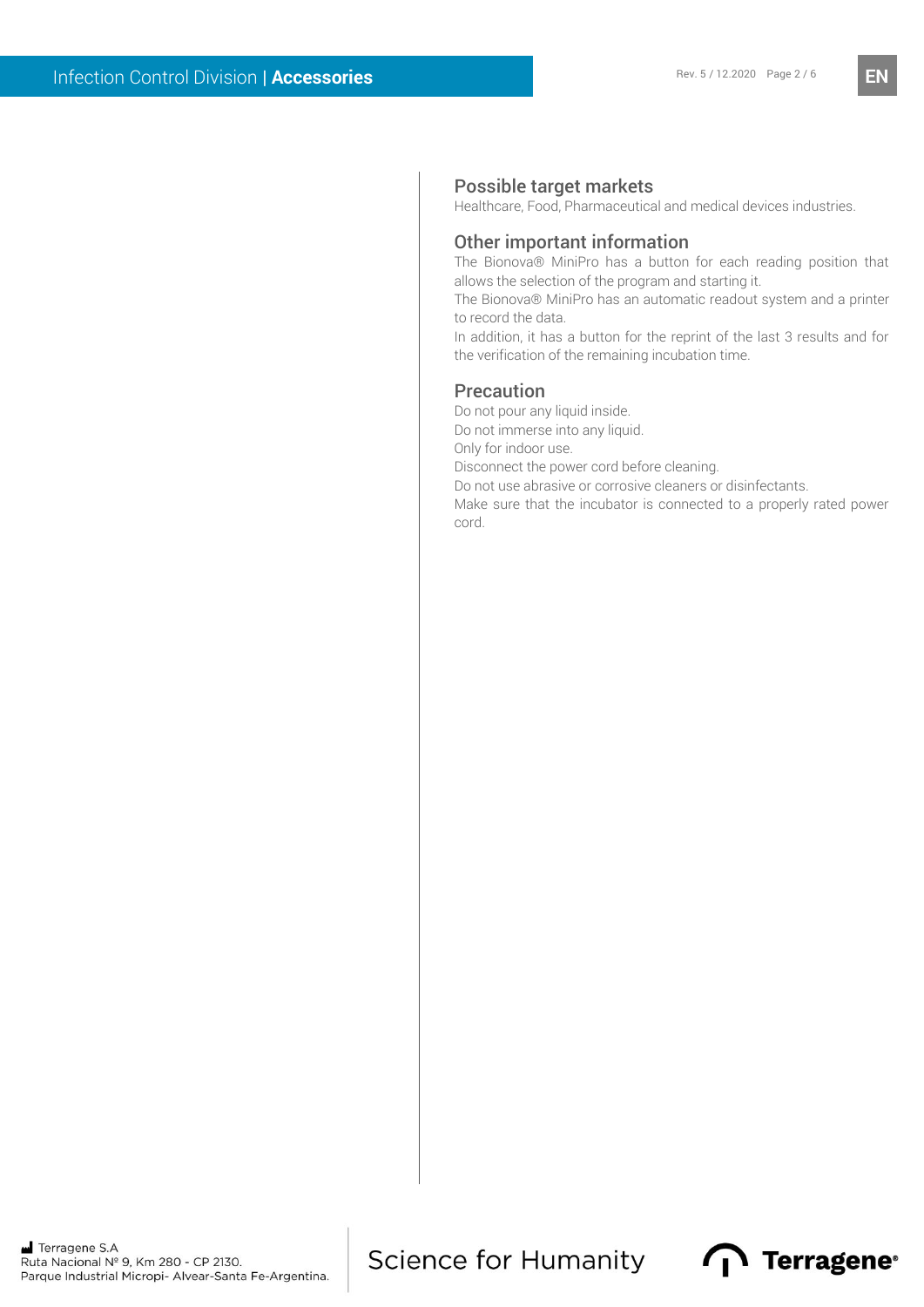## Possible target markets

Healthcare, Food, Pharmaceutical and medical devices industries.

## Other important information

The Bionova® MiniPro has a button for each reading position that allows the selection of the program and starting it.

The Bionova® MiniPro has an automatic readout system and a printer to record the data.

In addition, it has a button for the reprint of the last 3 results and for the verification of the remaining incubation time.

## Precaution

Do not pour any liquid inside.

Do not immerse into any liquid.

Only for indoor use.

Disconnect the power cord before cleaning.

Do not use abrasive or corrosive cleaners or disinfectants.

Make sure that the incubator is connected to a properly rated power cord.